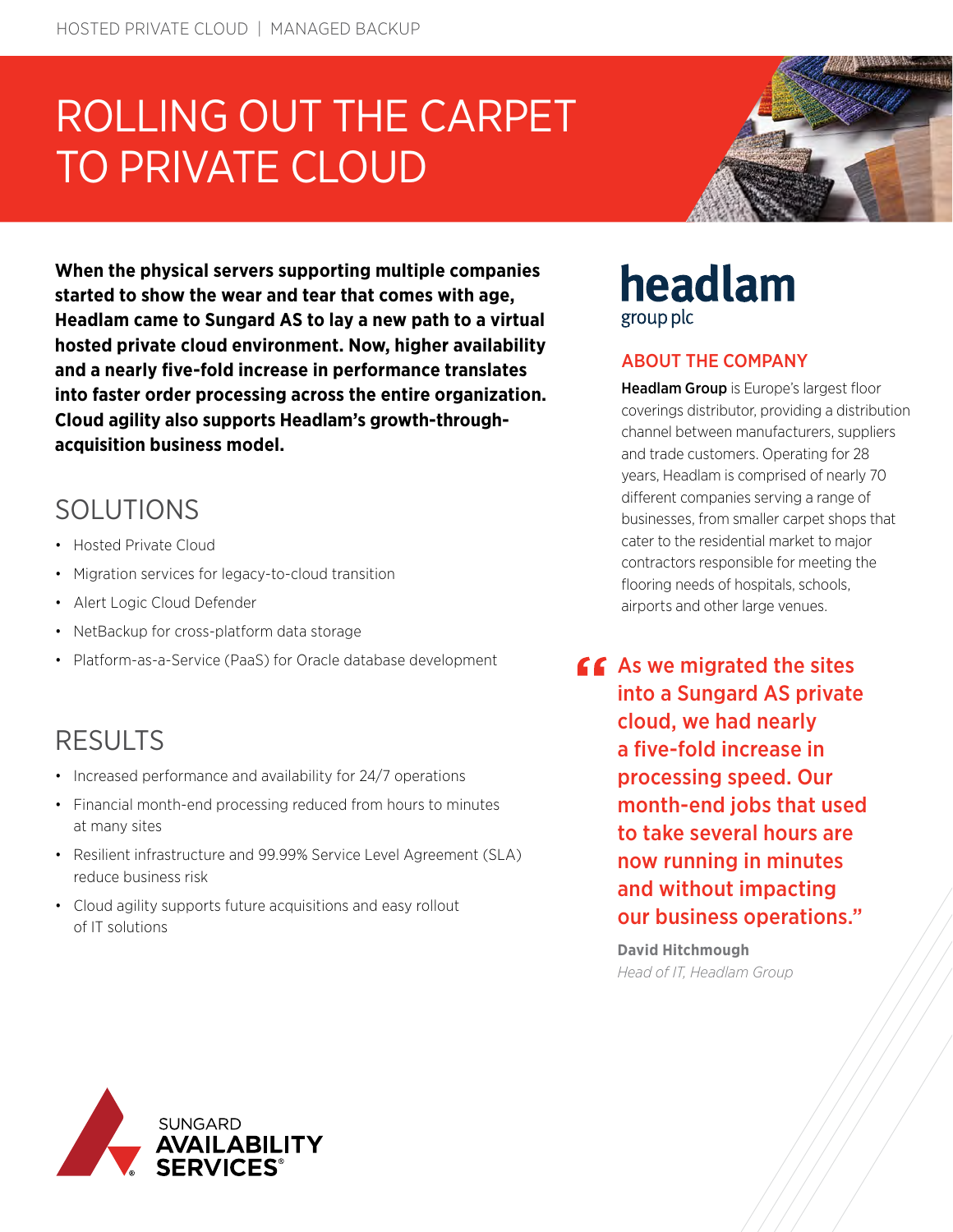HOSTED PRIVATE CLOUD | MANAGED BACKUP

# ROLLING OUT THE CARPET TO PRIVATE CLOUD

**When the physical servers supporting multiple companies started to show the wear and tear that comes with age, Headlam came to Sungard AS to lay a new path to a virtual hosted private cloud environment. Now, higher availability and a nearly five-fold increase in performance translates into faster order processing across the entire organization. Cloud agility also supports Headlam's growth-through-acquisition business model.**

## SOLUTIONS

- Hosted Private Cloud
- Migration services for legacy-to-cloud transition
- Alert Logic Cloud Defender
- NetBackup for cross-platform data storage
- Platform-as-a-Service (PaaS) for Oracle database development

## RESULTS

- Increased performance and availability for 24/7 operations
- Financial month-end processing reduced from hours to minutes at many sites
- Resilient infrastructure and 99.99% Service Level Agreement (SLA) reduce business risk
- Cloud agility supports future acquisitions and easy rollout of IT solutions

headlam group plc

## ABOUT THE COMPANY

**Headlam Group** is Europe's largest floor coverings distributor, providing a distribution channel between manufacturers, suppliers and trade customers. Operating for 28 years, Headlam is comprised of nearly 70 different companies serving a range of businesses, from smaller carpet shops that cater to the residential market to major contractors responsible for meeting the flooring needs of hospitals, schools, airports and other large venues.

> "As we migrated the sites into a Sungard AS private cloud, we had nearly a five-fold increase in processing speed. Our month-end jobs that used to take several hours are now running in minutes and without impacting our business operations."
>
> **David Hitchmough**
> *Head of IT, Headlam Group*

SUNGARD AVAILABILITY SERVICES®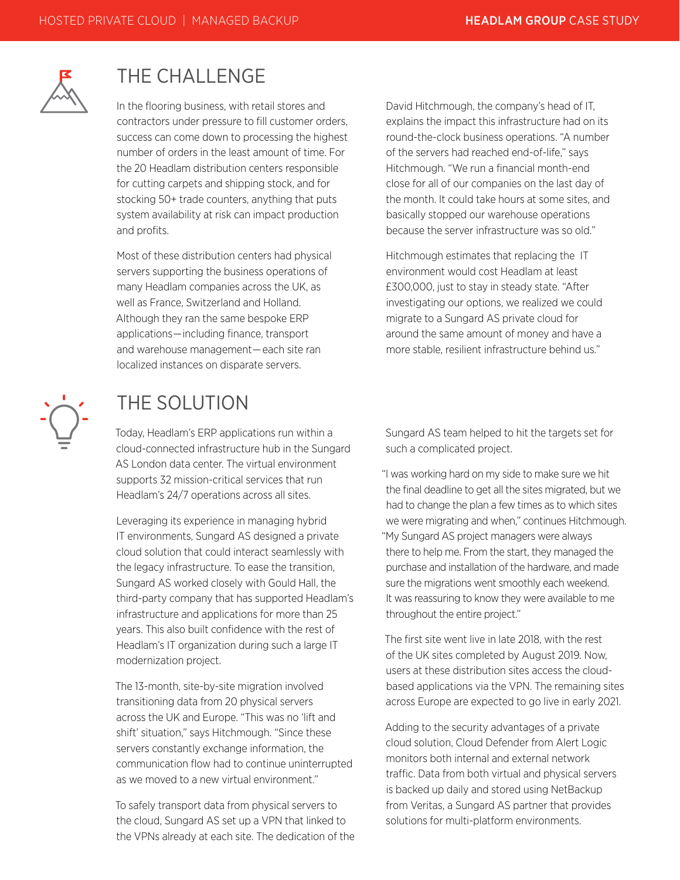## THE CHALLENGE

In the flooring business, with retail stores and contractors under pressure to fill customer orders, success can come down to processing the highest number of orders in the least amount of time. For the 20 Headlam distribution centers responsible for cutting carpets and shipping stock, and for stocking 50+ trade counters, anything that puts system availability at risk can impact production and profits.

Most of these distribution centers had physical servers supporting the business operations of many Headlam companies across the UK, as well as France, Switzerland and Holland. Although they ran the same bespoke ERP applications—including finance, transport and warehouse management—each site ran localized instances on disparate servers.

David Hitchmough, the company's head of IT, explains the impact this infrastructure had on its round-the-clock business operations. "A number of the servers had reached end-of-life," says Hitchmough. "We run a financial month-end close for all of our companies on the last day of the month. It could take hours at some sites, and basically stopped our warehouse operations because the server infrastructure was so old."

Hitchmough estimates that replacing the IT environment would cost Headlam at least £300,000, just to stay in steady state. "After investigating our options, we realized we could migrate to a Sungard AS private cloud for around the same amount of money and have a more stable, resilient infrastructure behind us."

## THE SOLUTION

Today, Headlam's ERP applications run within a cloud-connected infrastructure hub in the Sungard AS London data center. The virtual environment supports 32 mission-critical services that run Headlam's 24/7 operations across all sites.

Leveraging its experience in managing hybrid IT environments, Sungard AS designed a private cloud solution that could interact seamlessly with the legacy infrastructure. To ease the transition, Sungard AS worked closely with Gould Hall, the third-party company that has supported Headlam's infrastructure and applications for more than 25 years. This also built confidence with the rest of Headlam's IT organization during such a large IT modernization project.

The 13-month, site-by-site migration involved transitioning data from 20 physical servers across the UK and Europe. "This was no 'lift and shift' situation," says Hitchmough. "Since these servers constantly exchange information, the communication flow had to continue uninterrupted as we moved to a new virtual environment."

To safely transport data from physical servers to the cloud, Sungard AS set up a VPN that linked to the VPNs already at each site. The dedication of the Sungard AS team helped to hit the targets set for such a complicated project.

"I was working hard on my side to make sure we hit the final deadline to get all the sites migrated, but we had to change the plan a few times as to which sites we were migrating and when," continues Hitchmough. "My Sungard AS project managers were always there to help me. From the start, they managed the purchase and installation of the hardware, and made sure the migrations went smoothly each weekend. It was reassuring to know they were available to me throughout the entire project."

The first site went live in late 2018, with the rest of the UK sites completed by August 2019. Now, users at these distribution sites access the cloud-based applications via the VPN. The remaining sites across Europe are expected to go live in early 2021.

Adding to the security advantages of a private cloud solution, Cloud Defender from Alert Logic monitors both internal and external network traffic. Data from both virtual and physical servers is backed up daily and stored using NetBackup from Veritas, a Sungard AS partner that provides solutions for multi-platform environments.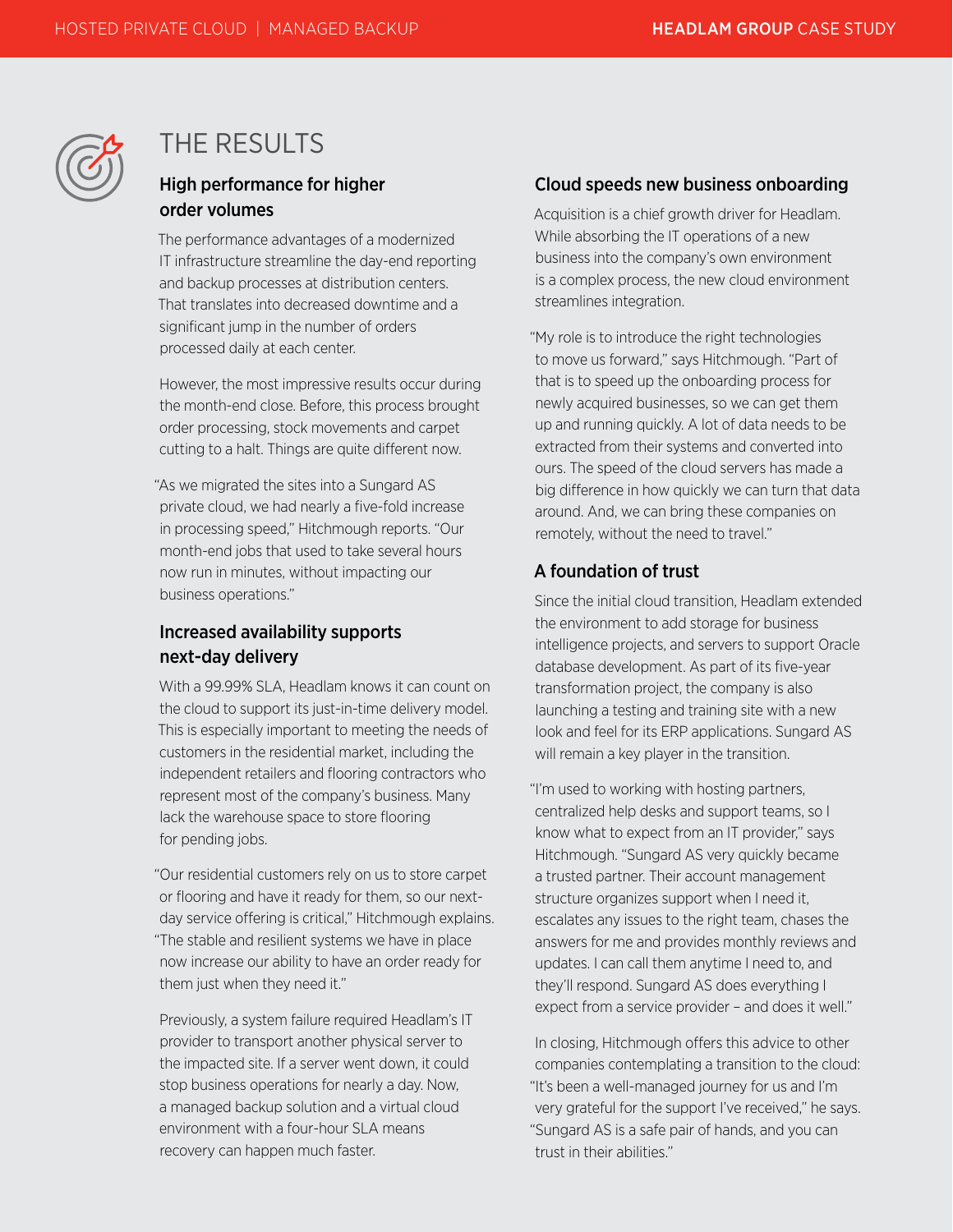## THE RESULTS

### High performance for higher order volumes

The performance advantages of a modernized IT infrastructure streamline the day-end reporting and backup processes at distribution centers. That translates into decreased downtime and a significant jump in the number of orders processed daily at each center.

However, the most impressive results occur during the month-end close. Before, this process brought order processing, stock movements and carpet cutting to a halt. Things are quite different now.

"As we migrated the sites into a Sungard AS private cloud, we had nearly a five-fold increase in processing speed," Hitchmough reports. "Our month-end jobs that used to take several hours now run in minutes, without impacting our business operations."

### Increased availability supports next-day delivery

With a 99.99% SLA, Headlam knows it can count on the cloud to support its just-in-time delivery model. This is especially important to meeting the needs of customers in the residential market, including the independent retailers and flooring contractors who represent most of the company's business. Many lack the warehouse space to store flooring for pending jobs.

"Our residential customers rely on us to store carpet or flooring and have it ready for them, so our next-day service offering is critical," Hitchmough explains. "The stable and resilient systems we have in place now increase our ability to have an order ready for them just when they need it."

Previously, a system failure required Headlam's IT provider to transport another physical server to the impacted site. If a server went down, it could stop business operations for nearly a day. Now, a managed backup solution and a virtual cloud environment with a four-hour SLA means recovery can happen much faster.

### Cloud speeds new business onboarding

Acquisition is a chief growth driver for Headlam. While absorbing the IT operations of a new business into the company's own environment is a complex process, the new cloud environment streamlines integration.

"My role is to introduce the right technologies to move us forward," says Hitchmough. "Part of that is to speed up the onboarding process for newly acquired businesses, so we can get them up and running quickly. A lot of data needs to be extracted from their systems and converted into ours. The speed of the cloud servers has made a big difference in how quickly we can turn that data around. And, we can bring these companies on remotely, without the need to travel."

### A foundation of trust

Since the initial cloud transition, Headlam extended the environment to add storage for business intelligence projects, and servers to support Oracle database development. As part of its five-year transformation project, the company is also launching a testing and training site with a new look and feel for its ERP applications. Sungard AS will remain a key player in the transition.

"I'm used to working with hosting partners, centralized help desks and support teams, so I know what to expect from an IT provider," says Hitchmough. "Sungard AS very quickly became a trusted partner. Their account management structure organizes support when I need it, escalates any issues to the right team, chases the answers for me and provides monthly reviews and updates. I can call them anytime I need to, and they'll respond. Sungard AS does everything I expect from a service provider – and does it well."

In closing, Hitchmough offers this advice to other companies contemplating a transition to the cloud: "It's been a well-managed journey for us and I'm very grateful for the support I've received," he says. "Sungard AS is a safe pair of hands, and you can trust in their abilities."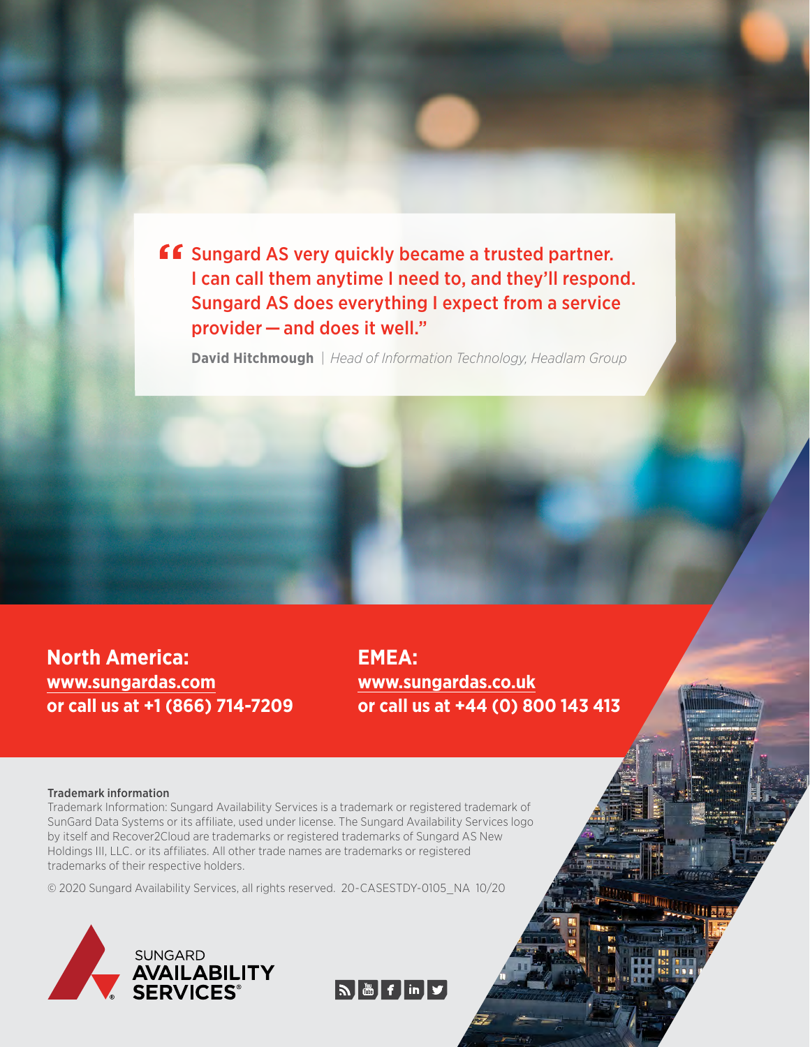> "Sungard AS very quickly became a trusted partner. I can call them anytime I need to, and they'll respond. Sungard AS does everything I expect from a service provider — and does it well."
>
> **David Hitchmough** | *Head of Information Technology, Headlam Group*

**North America:**
**www.sungardas.com**
**or call us at +1 (866) 714-7209**

**EMEA:**
**www.sungardas.co.uk**
**or call us at +44 (0) 800 143 413**

**Trademark information**

Trademark Information: Sungard Availability Services is a trademark or registered trademark of SunGard Data Systems or its affiliate, used under license. The Sungard Availability Services logo by itself and Recover2Cloud are trademarks or registered trademarks of Sungard AS New Holdings III, LLC. or its affiliates. All other trade names are trademarks or registered trademarks of their respective holders.

© 2020 Sungard Availability Services, all rights reserved. 20-CASESTDY-0105_NA 10/20

SUNGARD AVAILABILITY SERVICES®